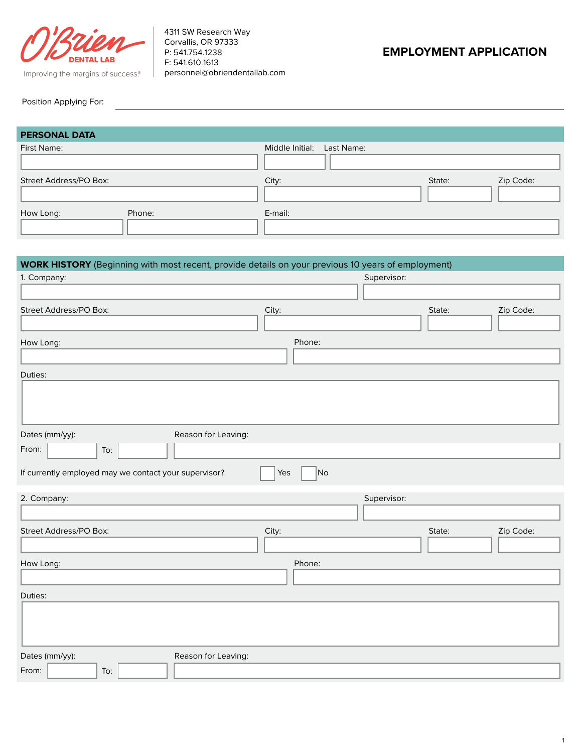O'Brien DENTAL LAB

Improving the margins of success.®

4311 SW Research Way
Corvallis, OR 97333
P: 541.754.1238
F: 541.610.1613
personnel@obriendentallab.com

# EMPLOYMENT APPLICATION

Position Applying For: ______________________________

## PERSONAL DATA

First Name: ____________ Middle Initial: ____ Last Name: ____________

Street Address/PO Box: ____________ City: ____________ State: ____ Zip Code: ____

How Long: ____ Phone: ____________ E-mail: ____________

## WORK HISTORY (Beginning with most recent, provide details on your previous 10 years of employment)

1. Company: ____________ Supervisor: ____________

Street Address/PO Box: ____________ City: ____________ State: ____ Zip Code: ____

How Long: ____________ Phone: ____________

Duties:

Dates (mm/yy): From: ____ To: ____ Reason for Leaving: ____________

If currently employed may we contact your supervisor? ☐ Yes ☐ No

2. Company: ____________ Supervisor: ____________

Street Address/PO Box: ____________ City: ____________ State: ____ Zip Code: ____

How Long: ____________ Phone: ____________

Duties:

Dates (mm/yy): From: ____ To: ____ Reason for Leaving: ____________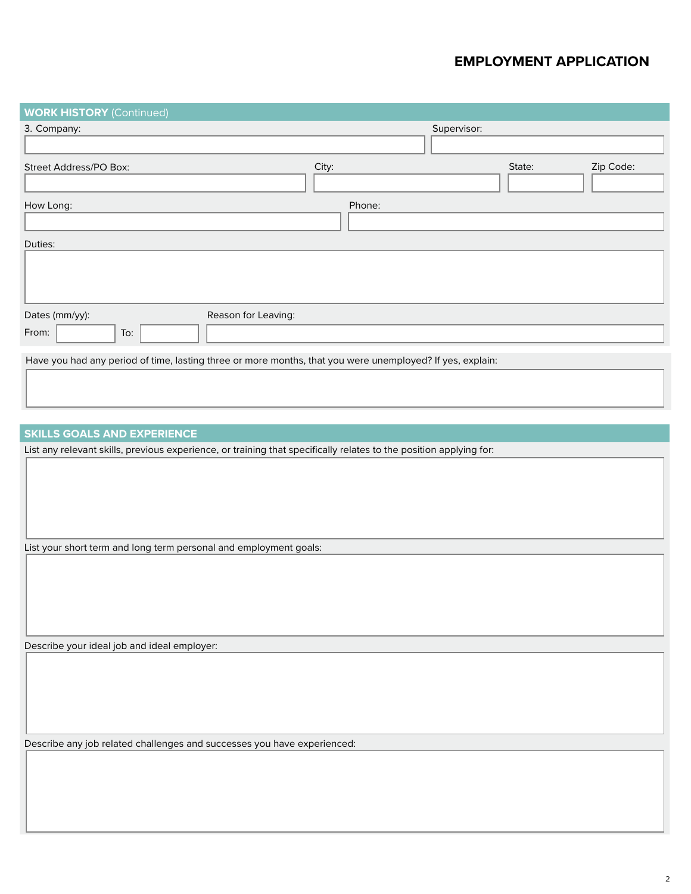# EMPLOYMENT APPLICATION

## WORK HISTORY (Continued)

3. Company:

Supervisor:

Street Address/PO Box:

City:

State:

Zip Code:

How Long:

Phone:

Duties:

Dates (mm/yy):

From:

To:

Reason for Leaving:

Have you had any period of time, lasting three or more months, that you were unemployed? If yes, explain:

## SKILLS GOALS AND EXPERIENCE

List any relevant skills, previous experience, or training that specifically relates to the position applying for:

List your short term and long term personal and employment goals:

Describe your ideal job and ideal employer:

Describe any job related challenges and successes you have experienced: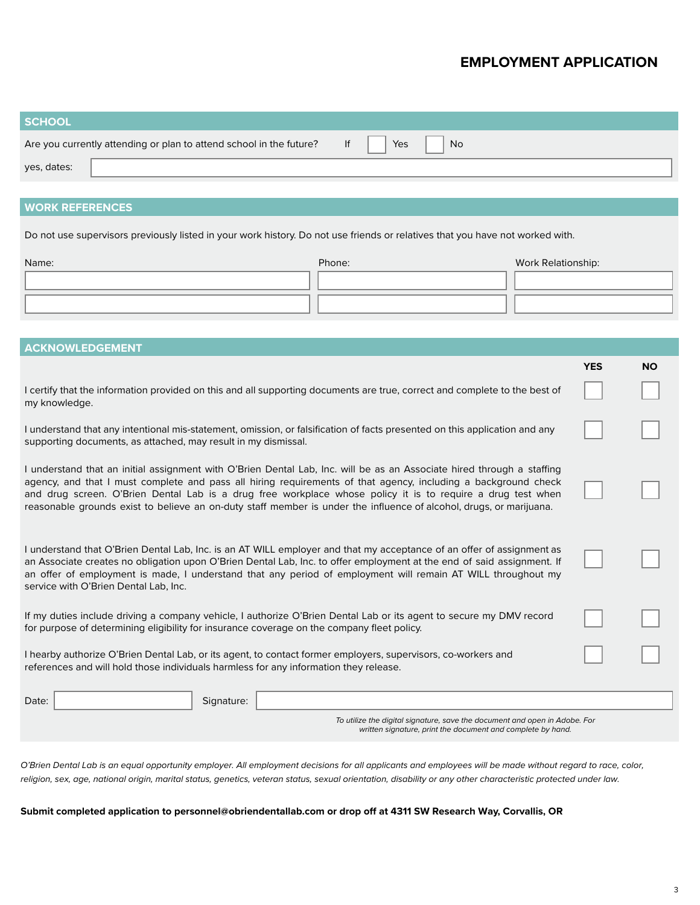# EMPLOYMENT APPLICATION

## SCHOOL

Are you currently attending or plan to attend school in the future? If ☐ Yes ☐ No

yes, dates:

## WORK REFERENCES

Do not use supervisors previously listed in your work history. Do not use friends or relatives that you have not worked with.

| Name: | Phone: | Work Relationship: |
|---|---|---|
| | | |
| | | |

## ACKNOWLEDGEMENT

| | YES | NO |
|---|---|---|
| I certify that the information provided on this and all supporting documents are true, correct and complete to the best of my knowledge. | ☐ | ☐ |
| I understand that any intentional mis-statement, omission, or falsification of facts presented on this application and any supporting documents, as attached, may result in my dismissal. | ☐ | ☐ |
| I understand that an initial assignment with O'Brien Dental Lab, Inc. will be as an Associate hired through a staffing agency, and that I must complete and pass all hiring requirements of that agency, including a background check and drug screen. O'Brien Dental Lab is a drug free workplace whose policy it is to require a drug test when reasonable grounds exist to believe an on-duty staff member is under the influence of alcohol, drugs, or marijuana. | ☐ | ☐ |
| I understand that O'Brien Dental Lab, Inc. is an AT WILL employer and that my acceptance of an offer of assignment as an Associate creates no obligation upon O'Brien Dental Lab, Inc. to offer employment at the end of said assignment. If an offer of employment is made, I understand that any period of employment will remain AT WILL throughout my service with O'Brien Dental Lab, Inc. | ☐ | ☐ |
| If my duties include driving a company vehicle, I authorize O'Brien Dental Lab or its agent to secure my DMV record for purpose of determining eligibility for insurance coverage on the company fleet policy. | ☐ | ☐ |
| I hearby authorize O'Brien Dental Lab, or its agent, to contact former employers, supervisors, co-workers and references and will hold those individuals harmless for any information they release. | ☐ | ☐ |

Date: Signature:

*To utilize the digital signature, save the document and open in Adobe. For written signature, print the document and complete by hand.*

*O'Brien Dental Lab is an equal opportunity employer. All employment decisions for all applicants and employees will be made without regard to race, color, religion, sex, age, national origin, marital status, genetics, veteran status, sexual orientation, disability or any other characteristic protected under law.*

**Submit completed application to personnel@obriendentallab.com or drop off at 4311 SW Research Way, Corvallis, OR**